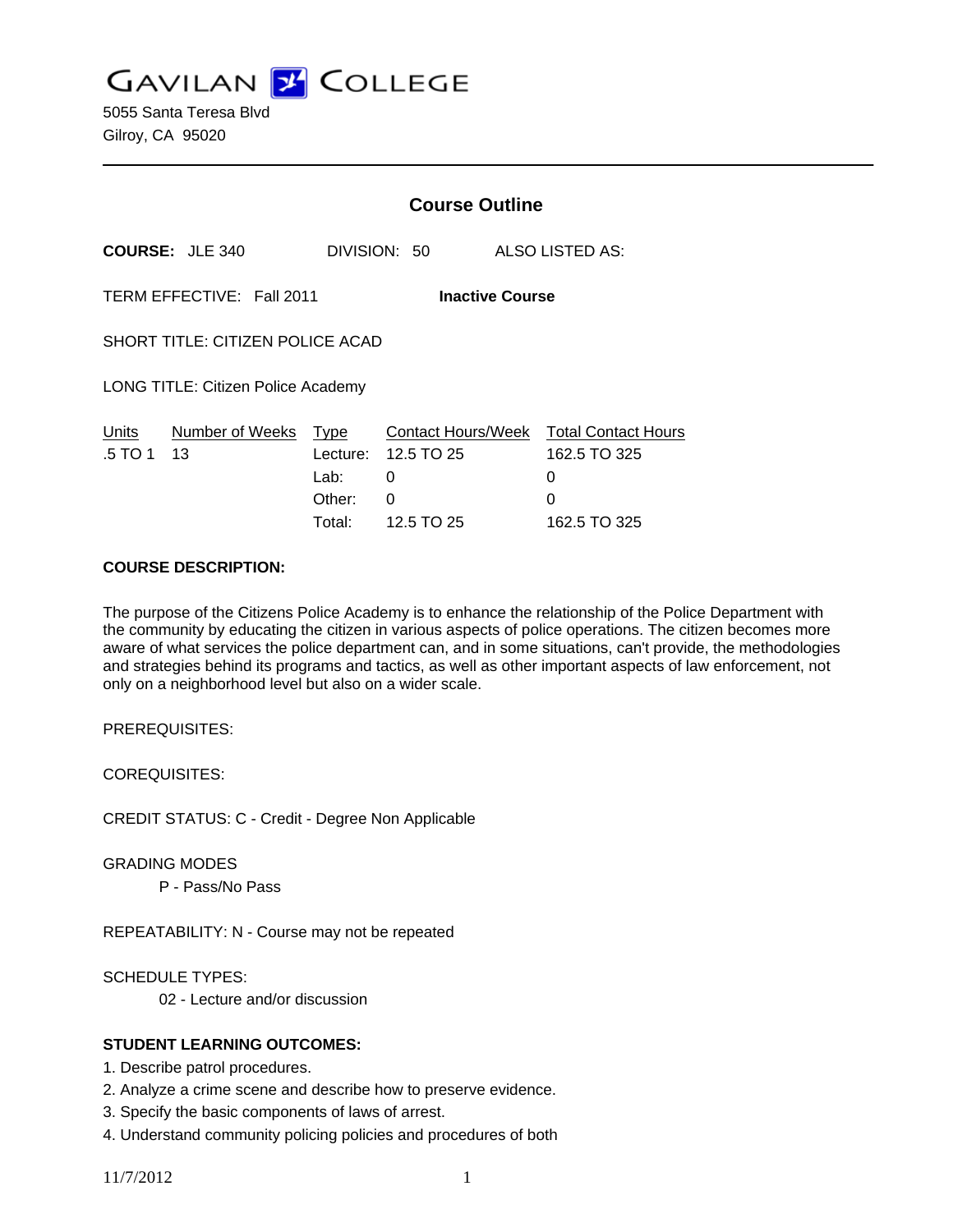# GAVILAN COLLEGE

5055 Santa Teresa Blvd
Gilroy, CA 95020

---

## Course Outline

**COURSE:** JLE 340 DIVISION: 50 ALSO LISTED AS:

TERM EFFECTIVE: Fall 2011 **Inactive Course**

SHORT TITLE: CITIZEN POLICE ACAD

LONG TITLE: Citizen Police Academy

| Units | Number of Weeks | Type | Contact Hours/Week | Total Contact Hours |
|---|---|---|---|---|
| .5 TO 1 | 13 | Lecture: | 12.5 TO 25 | 162.5 TO 325 |
| | | Lab: | 0 | 0 |
| | | Other: | 0 | 0 |
| | | Total: | 12.5 TO 25 | 162.5 TO 325 |

**COURSE DESCRIPTION:**

The purpose of the Citizens Police Academy is to enhance the relationship of the Police Department with the community by educating the citizen in various aspects of police operations. The citizen becomes more aware of what services the police department can, and in some situations, can't provide, the methodologies and strategies behind its programs and tactics, as well as other important aspects of law enforcement, not only on a neighborhood level but also on a wider scale.

PREREQUISITES:

COREQUISITES:

CREDIT STATUS: C - Credit - Degree Non Applicable

GRADING MODES

P - Pass/No Pass

REPEATABILITY: N - Course may not be repeated

SCHEDULE TYPES:

02 - Lecture and/or discussion

**STUDENT LEARNING OUTCOMES:**

1. Describe patrol procedures.
2. Analyze a crime scene and describe how to preserve evidence.
3. Specify the basic components of laws of arrest.
4. Understand community policing policies and procedures of both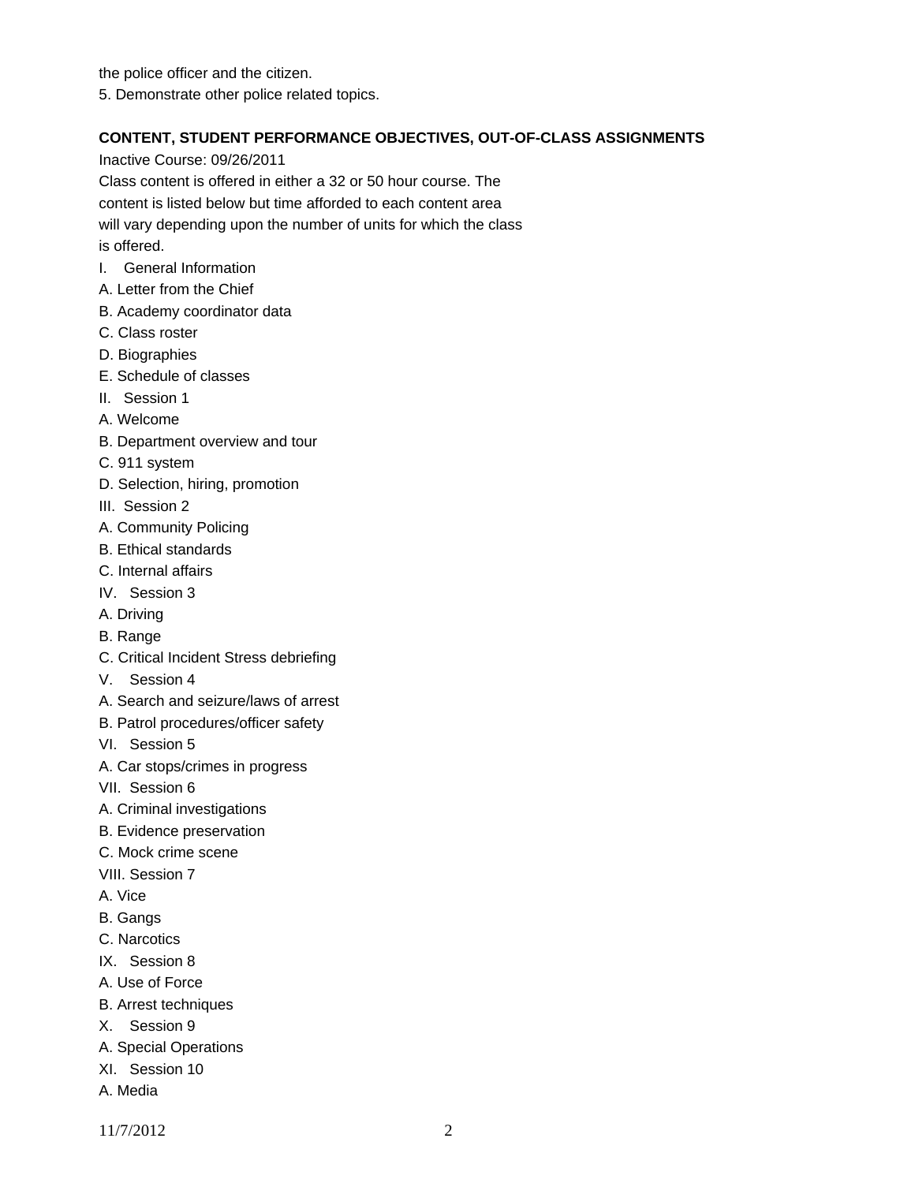the police officer and the citizen.

5. Demonstrate other police related topics.

**CONTENT, STUDENT PERFORMANCE OBJECTIVES, OUT-OF-CLASS ASSIGNMENTS**

Inactive Course: 09/26/2011

Class content is offered in either a 32 or 50 hour course. The content is listed below but time afforded to each content area will vary depending upon the number of units for which the class is offered.

I. General Information

A. Letter from the Chief

B. Academy coordinator data

C. Class roster

D. Biographies

E. Schedule of classes

II. Session 1

A. Welcome

B. Department overview and tour

C. 911 system

D. Selection, hiring, promotion

III. Session 2

A. Community Policing

B. Ethical standards

C. Internal affairs

IV. Session 3

A. Driving

B. Range

C. Critical Incident Stress debriefing

V. Session 4

A. Search and seizure/laws of arrest

B. Patrol procedures/officer safety

VI. Session 5

A. Car stops/crimes in progress

VII. Session 6

A. Criminal investigations

B. Evidence preservation

C. Mock crime scene

VIII. Session 7

A. Vice

B. Gangs

C. Narcotics

IX. Session 8

A. Use of Force

B. Arrest techniques

X. Session 9

A. Special Operations

XI. Session 10

A. Media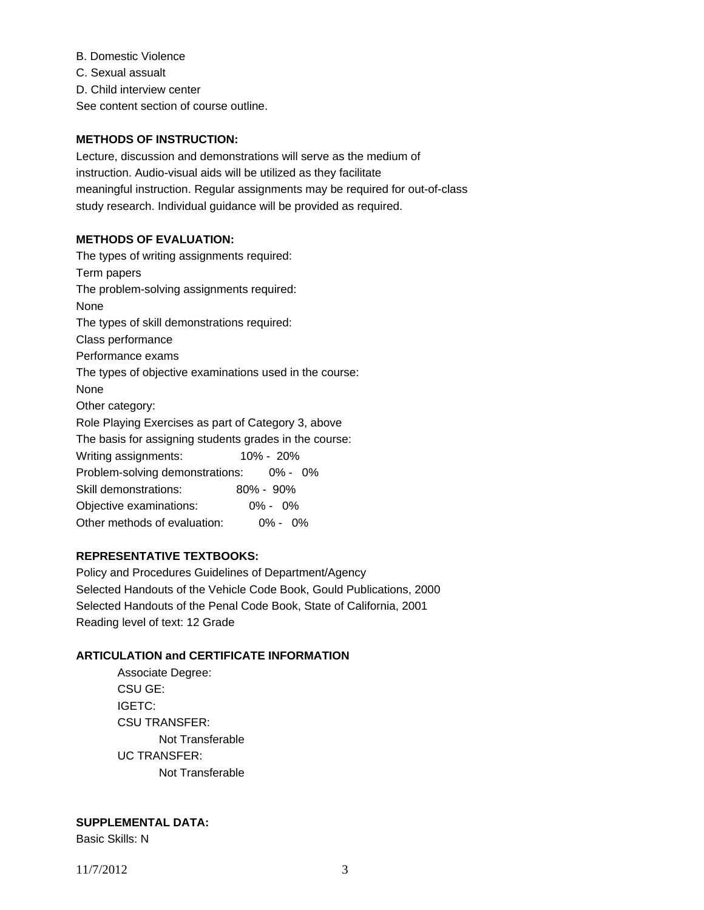B. Domestic Violence

C. Sexual assualt

D. Child interview center

See content section of course outline.

**METHODS OF INSTRUCTION:**

Lecture, discussion and demonstrations will serve as the medium of instruction. Audio-visual aids will be utilized as they facilitate meaningful instruction. Regular assignments may be required for out-of-class study research. Individual guidance will be provided as required.

**METHODS OF EVALUATION:**

The types of writing assignments required:

Term papers

The problem-solving assignments required:

None

The types of skill demonstrations required:

Class performance

Performance exams

The types of objective examinations used in the course:

None

Other category:

Role Playing Exercises as part of Category 3, above

The basis for assigning students grades in the course:

| | |
|---|---|
| Writing assignments: | 10% - 20% |
| Problem-solving demonstrations: | 0% - 0% |
| Skill demonstrations: | 80% - 90% |
| Objective examinations: | 0% - 0% |
| Other methods of evaluation: | 0% - 0% |

**REPRESENTATIVE TEXTBOOKS:**

Policy and Procedures Guidelines of Department/Agency

Selected Handouts of the Vehicle Code Book, Gould Publications, 2000

Selected Handouts of the Penal Code Book, State of California, 2001

Reading level of text: 12 Grade

**ARTICULATION and CERTIFICATE INFORMATION**

Associate Degree:

CSU GE:

IGETC:

CSU TRANSFER:

Not Transferable

UC TRANSFER:

Not Transferable

**SUPPLEMENTAL DATA:**

Basic Skills: N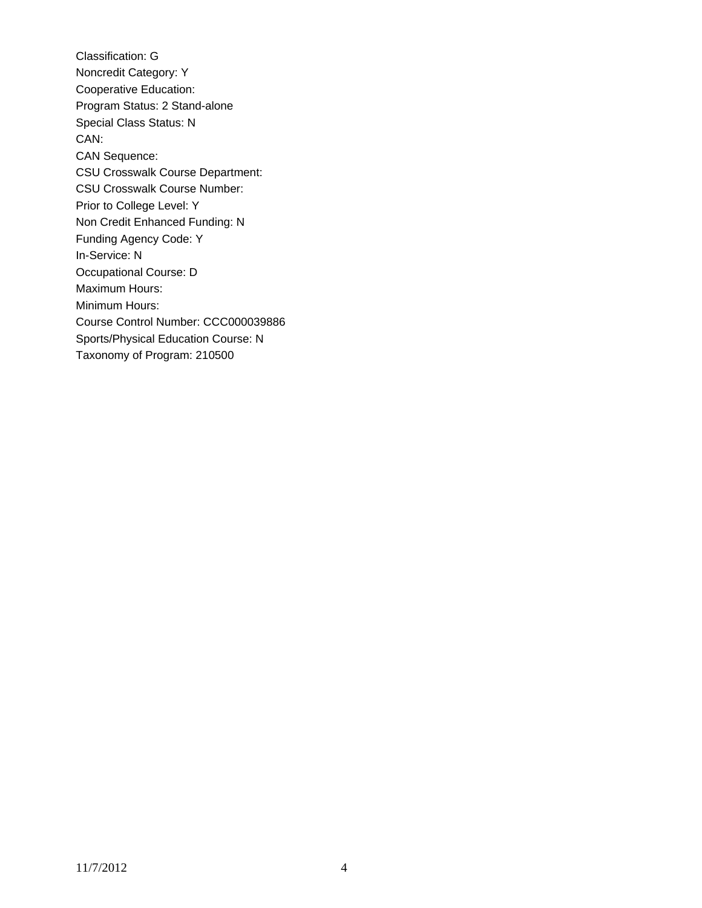Classification: G
Noncredit Category: Y
Cooperative Education:
Program Status: 2 Stand-alone
Special Class Status: N
CAN:
CAN Sequence:
CSU Crosswalk Course Department:
CSU Crosswalk Course Number:
Prior to College Level: Y
Non Credit Enhanced Funding: N
Funding Agency Code: Y
In-Service: N
Occupational Course: D
Maximum Hours:
Minimum Hours:
Course Control Number: CCC000039886
Sports/Physical Education Course: N
Taxonomy of Program: 210500